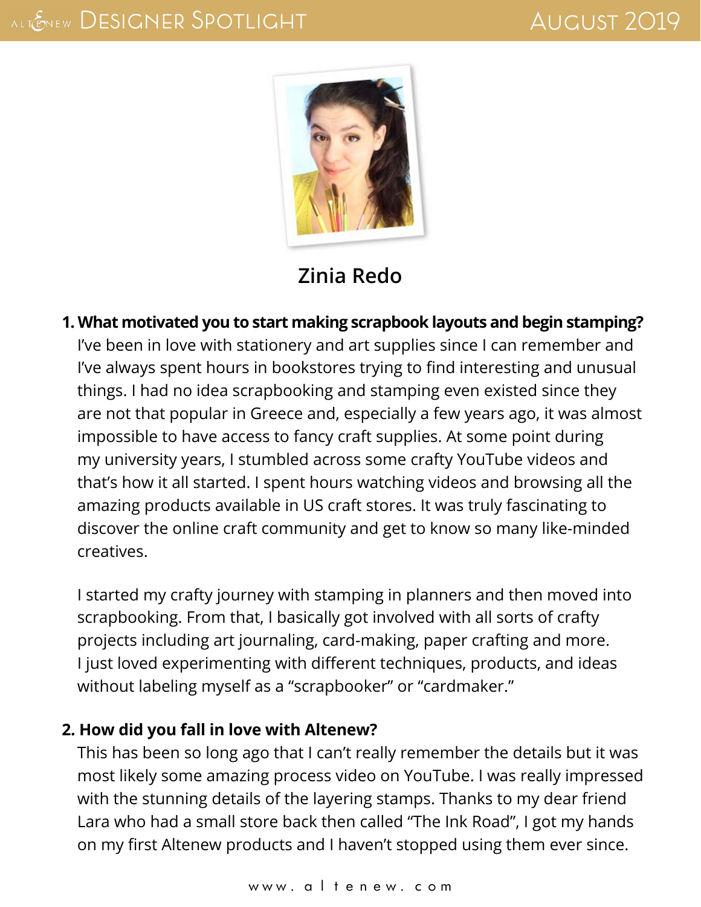# Zinia Redo

**1. What motivated you to start making scrapbook layouts and begin stamping?**

I've been in love with stationery and art supplies since I can remember and I've always spent hours in bookstores trying to find interesting and unusual things. I had no idea scrapbooking and stamping even existed since they are not that popular in Greece and, especially a few years ago, it was almost impossible to have access to fancy craft supplies. At some point during my university years, I stumbled across some crafty YouTube videos and that's how it all started. I spent hours watching videos and browsing all the amazing products available in US craft stores. It was truly fascinating to discover the online craft community and get to know so many like-minded creatives.

I started my crafty journey with stamping in planners and then moved into scrapbooking. From that, I basically got involved with all sorts of crafty projects including art journaling, card-making, paper crafting and more. I just loved experimenting with different techniques, products, and ideas without labeling myself as a "scrapbooker" or "cardmaker."

**2. How did you fall in love with Altenew?**

This has been so long ago that I can't really remember the details but it was most likely some amazing process video on YouTube. I was really impressed with the stunning details of the layering stamps. Thanks to my dear friend Lara who had a small store back then called "The Ink Road", I got my hands on my first Altenew products and I haven't stopped using them ever since.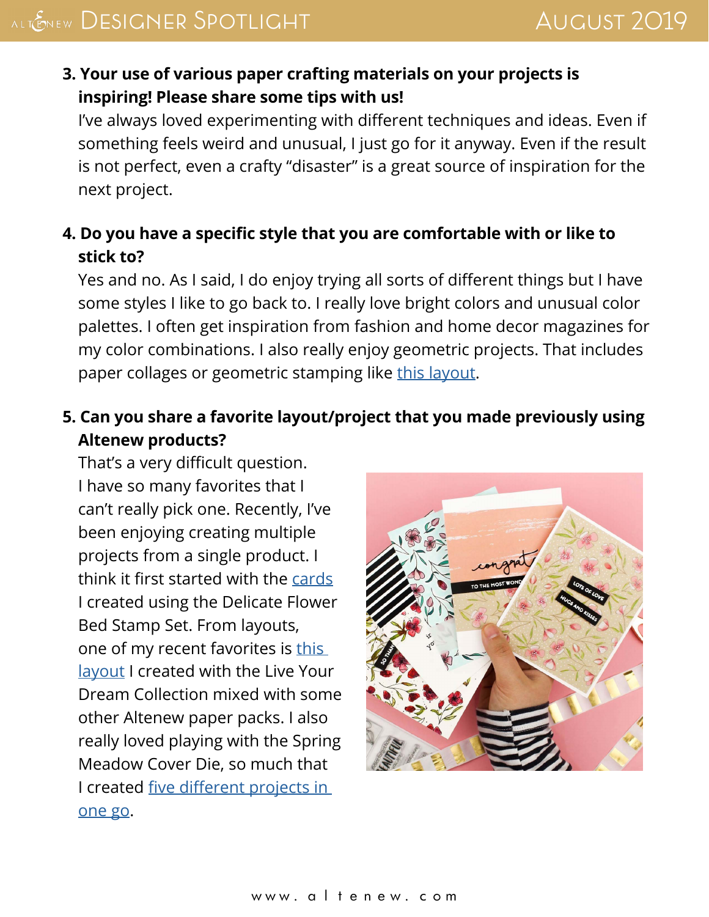3. **Your use of various paper crafting materials on your projects is inspiring! Please share some tips with us!**

   I've always loved experimenting with different techniques and ideas. Even if something feels weird and unusual, I just go for it anyway. Even if the result is not perfect, even a crafty "disaster" is a great source of inspiration for the next project.

4. **Do you have a specific style that you are comfortable with or like to stick to?**

   Yes and no. As I said, I do enjoy trying all sorts of different things but I have some styles I like to go back to. I really love bright colors and unusual color palettes. I often get inspiration from fashion and home decor magazines for my color combinations. I also really enjoy geometric projects. That includes paper collages or geometric stamping like this layout.

5. **Can you share a favorite layout/project that you made previously using Altenew products?**

   That's a very difficult question. I have so many favorites that I can't really pick one. Recently, I've been enjoying creating multiple projects from a single product. I think it first started with the cards I created using the Delicate Flower Bed Stamp Set. From layouts, one of my recent favorites is this layout I created with the Live Your Dream Collection mixed with some other Altenew paper packs. I also really loved playing with the Spring Meadow Cover Die, so much that I created five different projects in one go.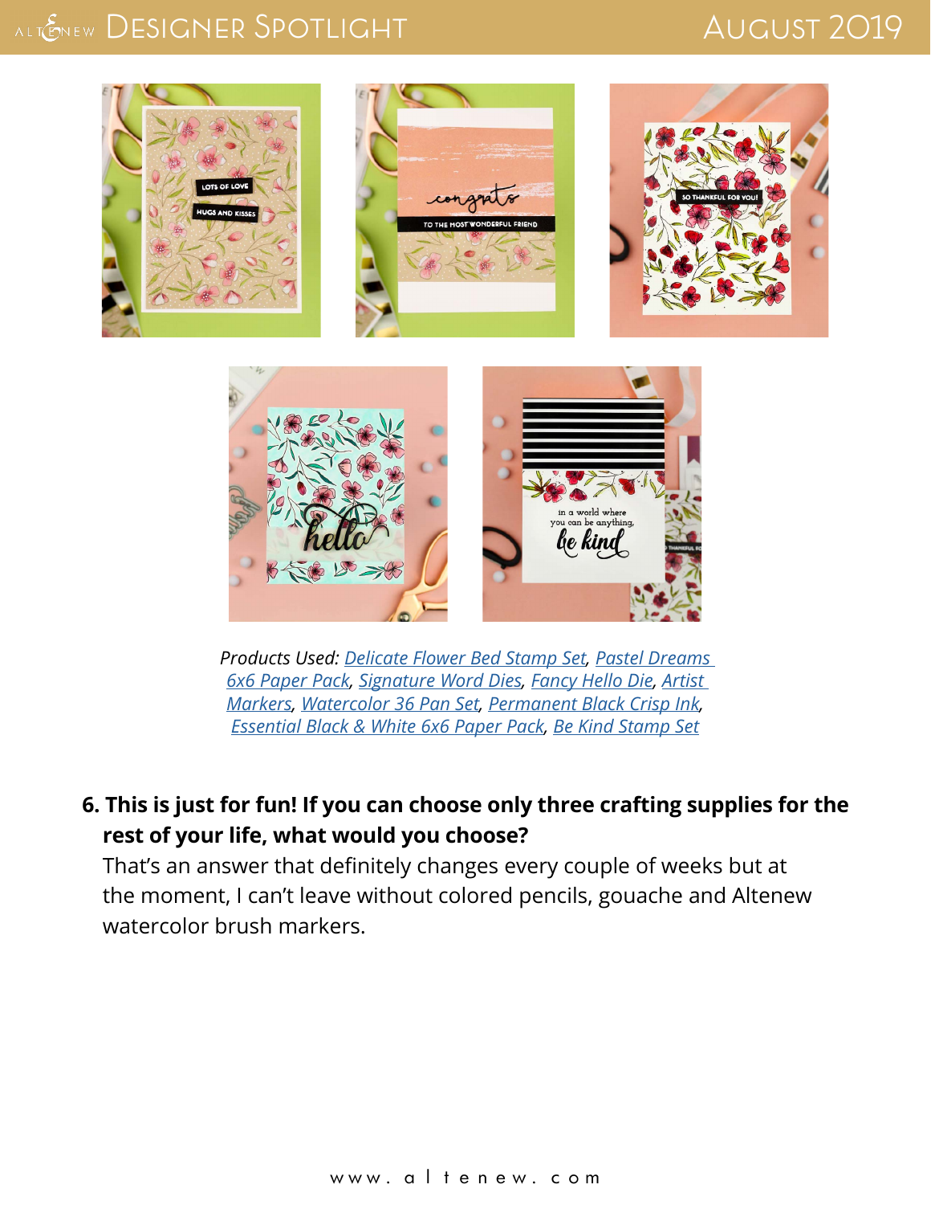*Products Used: Delicate Flower Bed Stamp Set, Pastel Dreams 6x6 Paper Pack, Signature Word Dies, Fancy Hello Die, Artist Markers, Watercolor 36 Pan Set, Permanent Black Crisp Ink, Essential Black & White 6x6 Paper Pack, Be Kind Stamp Set*

**6. This is just for fun! If you can choose only three crafting supplies for the rest of your life, what would you choose?**

That's an answer that definitely changes every couple of weeks but at the moment, I can't leave without colored pencils, gouache and Altenew watercolor brush markers.